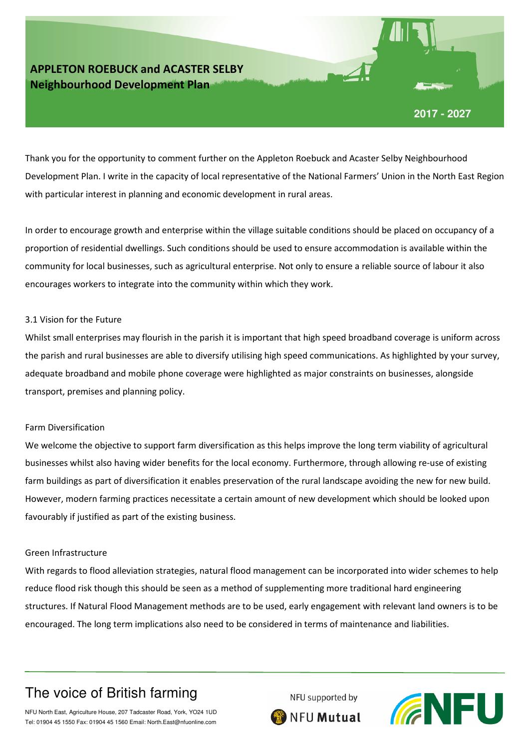# APPLETON ROEBUCK and ACASTER SELBY Neighbourhood Development Plan

2017 - 2027

Thank you for the opportunity to comment further on the Appleton Roebuck and Acaster Selby Neighbourhood Development Plan. I write in the capacity of local representative of the National Farmers' Union in the North East Region with particular interest in planning and economic development in rural areas.

In order to encourage growth and enterprise within the village suitable conditions should be placed on occupancy of a proportion of residential dwellings. Such conditions should be used to ensure accommodation is available within the community for local businesses, such as agricultural enterprise. Not only to ensure a reliable source of labour it also encourages workers to integrate into the community within which they work.

3.1 Vision for the Future

Whilst small enterprises may flourish in the parish it is important that high speed broadband coverage is uniform across the parish and rural businesses are able to diversify utilising high speed communications. As highlighted by your survey, adequate broadband and mobile phone coverage were highlighted as major constraints on businesses, alongside transport, premises and planning policy.

Farm Diversification

We welcome the objective to support farm diversification as this helps improve the long term viability of agricultural businesses whilst also having wider benefits for the local economy. Furthermore, through allowing re-use of existing farm buildings as part of diversification it enables preservation of the rural landscape avoiding the new for new build. However, modern farming practices necessitate a certain amount of new development which should be looked upon favourably if justified as part of the existing business.

Green Infrastructure

With regards to flood alleviation strategies, natural flood management can be incorporated into wider schemes to help reduce flood risk though this should be seen as a method of supplementing more traditional hard engineering structures. If Natural Flood Management methods are to be used, early engagement with relevant land owners is to be encouraged. The long term implications also need to be considered in terms of maintenance and liabilities.

The voice of British farming

NFU North East, Agriculture House, 207 Tadcaster Road, York, YO24 1UD
Tel: 01904 45 1550 Fax: 01904 45 1560 Email: North.East@nfuonline.com

NFU supported by NFU Mutual

NFU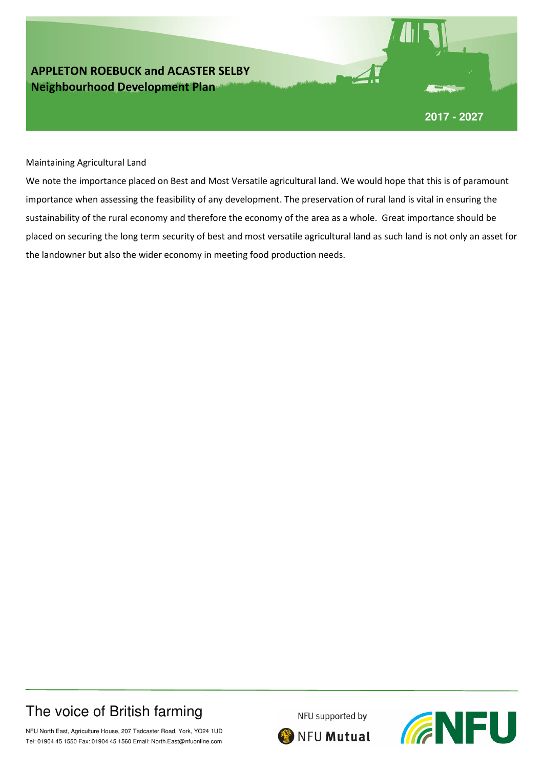Maintaining Agricultural Land

We note the importance placed on Best and Most Versatile agricultural land. We would hope that this is of paramount importance when assessing the feasibility of any development. The preservation of rural land is vital in ensuring the sustainability of the rural economy and therefore the economy of the area as a whole. Great importance should be placed on securing the long term security of best and most versatile agricultural land as such land is not only an asset for the landowner but also the wider economy in meeting food production needs.